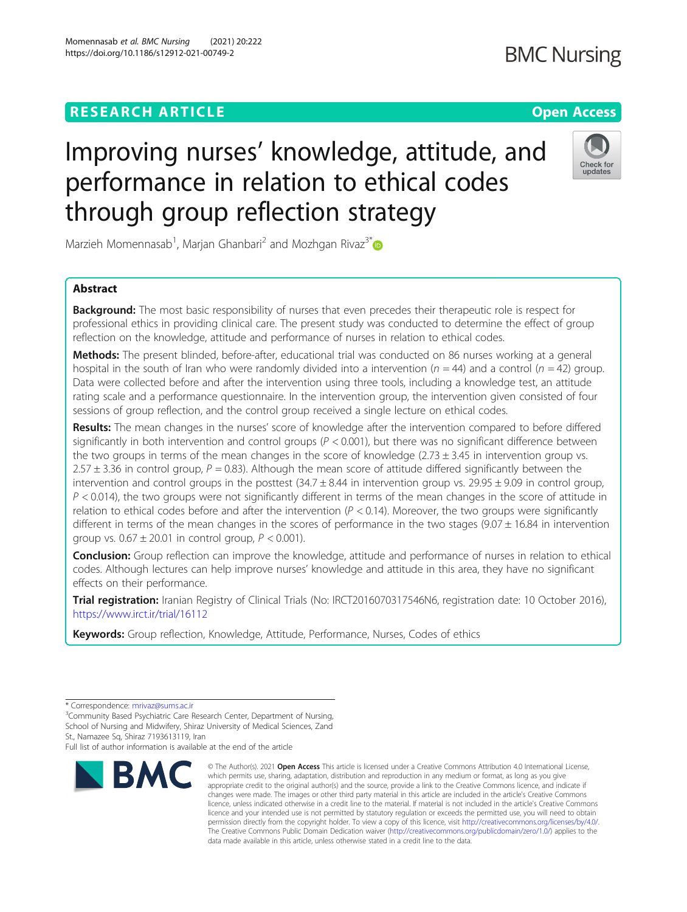RESEARCH ARTICLE

Open Access

# Improving nurses' knowledge, attitude, and performance in relation to ethical codes through group reflection strategy

Marzieh Momennasab[1], Marjan Ghanbari[2] and Mozhgan Rivaz[3*]

## Abstract

**Background:** The most basic responsibility of nurses that even precedes their therapeutic role is respect for professional ethics in providing clinical care. The present study was conducted to determine the effect of group reflection on the knowledge, attitude and performance of nurses in relation to ethical codes.

**Methods:** The present blinded, before-after, educational trial was conducted on 86 nurses working at a general hospital in the south of Iran who were randomly divided into a intervention ($n = 44$) and a control ($n = 42$) group. Data were collected before and after the intervention using three tools, including a knowledge test, an attitude rating scale and a performance questionnaire. In the intervention group, the intervention given consisted of four sessions of group reflection, and the control group received a single lecture on ethical codes.

**Results:** The mean changes in the nurses' score of knowledge after the intervention compared to before differed significantly in both intervention and control groups ($P < 0.001$), but there was no significant difference between the two groups in terms of the mean changes in the score of knowledge ($2.73 \pm 3.45$ in intervention group vs. $2.57 \pm 3.36$ in control group, $P = 0.83$). Although the mean score of attitude differed significantly between the intervention and control groups in the posttest ($34.7 \pm 8.44$ in intervention group vs. $29.95 \pm 9.09$ in control group, $P < 0.014$), the two groups were not significantly different in terms of the mean changes in the score of attitude in relation to ethical codes before and after the intervention ($P < 0.14$). Moreover, the two groups were significantly different in terms of the mean changes in the scores of performance in the two stages ($9.07 \pm 16.84$ in intervention group vs. $0.67 \pm 20.01$ in control group, $P < 0.001$).

**Conclusion:** Group reflection can improve the knowledge, attitude and performance of nurses in relation to ethical codes. Although lectures can help improve nurses' knowledge and attitude in this area, they have no significant effects on their performance.

**Trial registration:** Iranian Registry of Clinical Trials (No: IRCT2016070317546N6, registration date: 10 October 2016), https://www.irct.ir/trial/16112

**Keywords:** Group reflection, Knowledge, Attitude, Performance, Nurses, Codes of ethics

---

\* Correspondence: mrivaz@sums.ac.ir

[3]Community Based Psychiatric Care Research Center, Department of Nursing, School of Nursing and Midwifery, Shiraz University of Medical Sciences, Zand St., Namazee Sq, Shiraz 7193613119, Iran

Full list of author information is available at the end of the article

© The Author(s). 2021 **Open Access** This article is licensed under a Creative Commons Attribution 4.0 International License, which permits use, sharing, adaptation, distribution and reproduction in any medium or format, as long as you give appropriate credit to the original author(s) and the source, provide a link to the Creative Commons licence, and indicate if changes were made. The images or other third party material in this article are included in the article's Creative Commons licence, unless indicated otherwise in a credit line to the material. If material is not included in the article's Creative Commons licence and your intended use is not permitted by statutory regulation or exceeds the permitted use, you will need to obtain permission directly from the copyright holder. To view a copy of this licence, visit http://creativecommons.org/licenses/by/4.0/. The Creative Commons Public Domain Dedication waiver (http://creativecommons.org/publicdomain/zero/1.0/) applies to the data made available in this article, unless otherwise stated in a credit line to the data.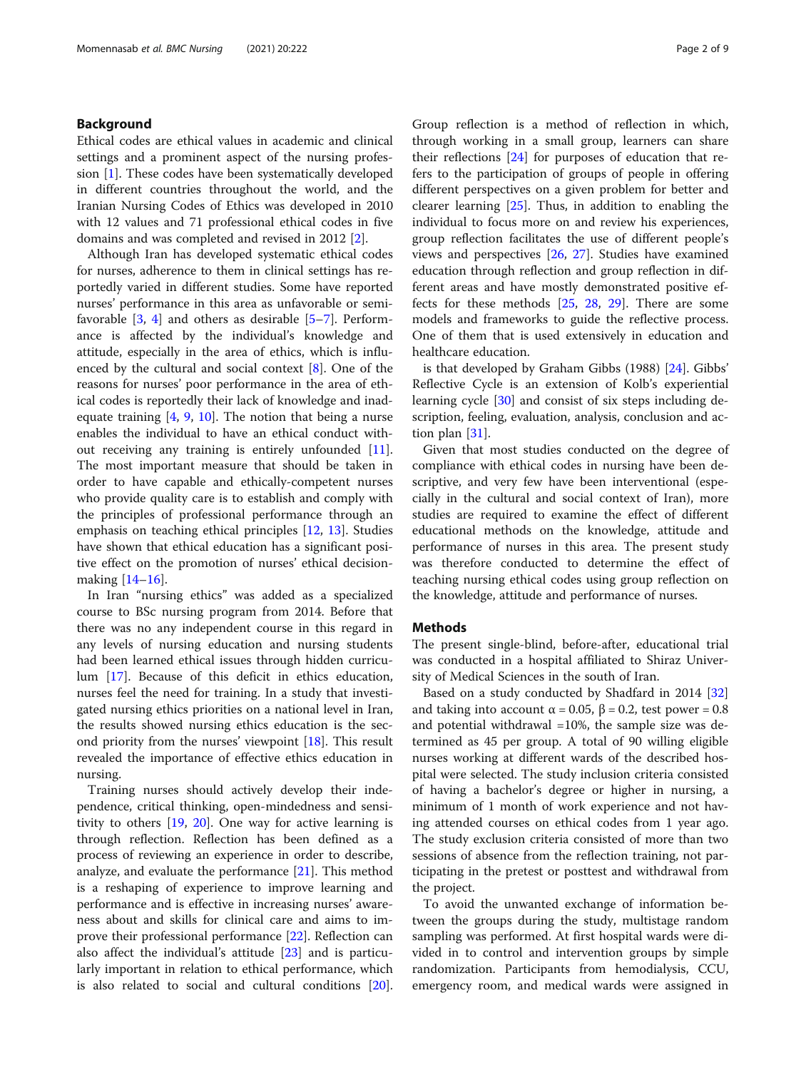## Background

Ethical codes are ethical values in academic and clinical settings and a prominent aspect of the nursing profession [1]. These codes have been systematically developed in different countries throughout the world, and the Iranian Nursing Codes of Ethics was developed in 2010 with 12 values and 71 professional ethical codes in five domains and was completed and revised in 2012 [2].

Although Iran has developed systematic ethical codes for nurses, adherence to them in clinical settings has reportedly varied in different studies. Some have reported nurses' performance in this area as unfavorable or semi-favorable [3, 4] and others as desirable [5–7]. Performance is affected by the individual's knowledge and attitude, especially in the area of ethics, which is influenced by the cultural and social context [8]. One of the reasons for nurses' poor performance in the area of ethical codes is reportedly their lack of knowledge and inadequate training [4, 9, 10]. The notion that being a nurse enables the individual to have an ethical conduct without receiving any training is entirely unfounded [11]. The most important measure that should be taken in order to have capable and ethically-competent nurses who provide quality care is to establish and comply with the principles of professional performance through an emphasis on teaching ethical principles [12, 13]. Studies have shown that ethical education has a significant positive effect on the promotion of nurses' ethical decision-making [14–16].

In Iran "nursing ethics" was added as a specialized course to BSc nursing program from 2014. Before that there was no any independent course in this regard in any levels of nursing education and nursing students had been learned ethical issues through hidden curriculum [17]. Because of this deficit in ethics education, nurses feel the need for training. In a study that investigated nursing ethics priorities on a national level in Iran, the results showed nursing ethics education is the second priority from the nurses' viewpoint [18]. This result revealed the importance of effective ethics education in nursing.

Training nurses should actively develop their independence, critical thinking, open-mindedness and sensitivity to others [19, 20]. One way for active learning is through reflection. Reflection has been defined as a process of reviewing an experience in order to describe, analyze, and evaluate the performance [21]. This method is a reshaping of experience to improve learning and performance and is effective in increasing nurses' awareness about and skills for clinical care and aims to improve their professional performance [22]. Reflection can also affect the individual's attitude [23] and is particularly important in relation to ethical performance, which is also related to social and cultural conditions [20]. Group reflection is a method of reflection in which, through working in a small group, learners can share their reflections [24] for purposes of education that refers to the participation of groups of people in offering different perspectives on a given problem for better and clearer learning [25]. Thus, in addition to enabling the individual to focus more on and review his experiences, group reflection facilitates the use of different people's views and perspectives [26, 27]. Studies have examined education through reflection and group reflection in different areas and have mostly demonstrated positive effects for these methods [25, 28, 29]. There are some models and frameworks to guide the reflective process. One of them that is used extensively in education and healthcare education.

is that developed by Graham Gibbs (1988) [24]. Gibbs' Reflective Cycle is an extension of Kolb's experiential learning cycle [30] and consist of six steps including description, feeling, evaluation, analysis, conclusion and action plan [31].

Given that most studies conducted on the degree of compliance with ethical codes in nursing have been descriptive, and very few have been interventional (especially in the cultural and social context of Iran), more studies are required to examine the effect of different educational methods on the knowledge, attitude and performance of nurses in this area. The present study was therefore conducted to determine the effect of teaching nursing ethical codes using group reflection on the knowledge, attitude and performance of nurses.

## Methods

The present single-blind, before-after, educational trial was conducted in a hospital affiliated to Shiraz University of Medical Sciences in the south of Iran.

Based on a study conducted by Shadfard in 2014 [32] and taking into account α = 0.05, β = 0.2, test power = 0.8 and potential withdrawal =10%, the sample size was determined as 45 per group. A total of 90 willing eligible nurses working at different wards of the described hospital were selected. The study inclusion criteria consisted of having a bachelor's degree or higher in nursing, a minimum of 1 month of work experience and not having attended courses on ethical codes from 1 year ago. The study exclusion criteria consisted of more than two sessions of absence from the reflection training, not participating in the pretest or posttest and withdrawal from the project.

To avoid the unwanted exchange of information between the groups during the study, multistage random sampling was performed. At first hospital wards were divided in to control and intervention groups by simple randomization. Participants from hemodialysis, CCU, emergency room, and medical wards were assigned in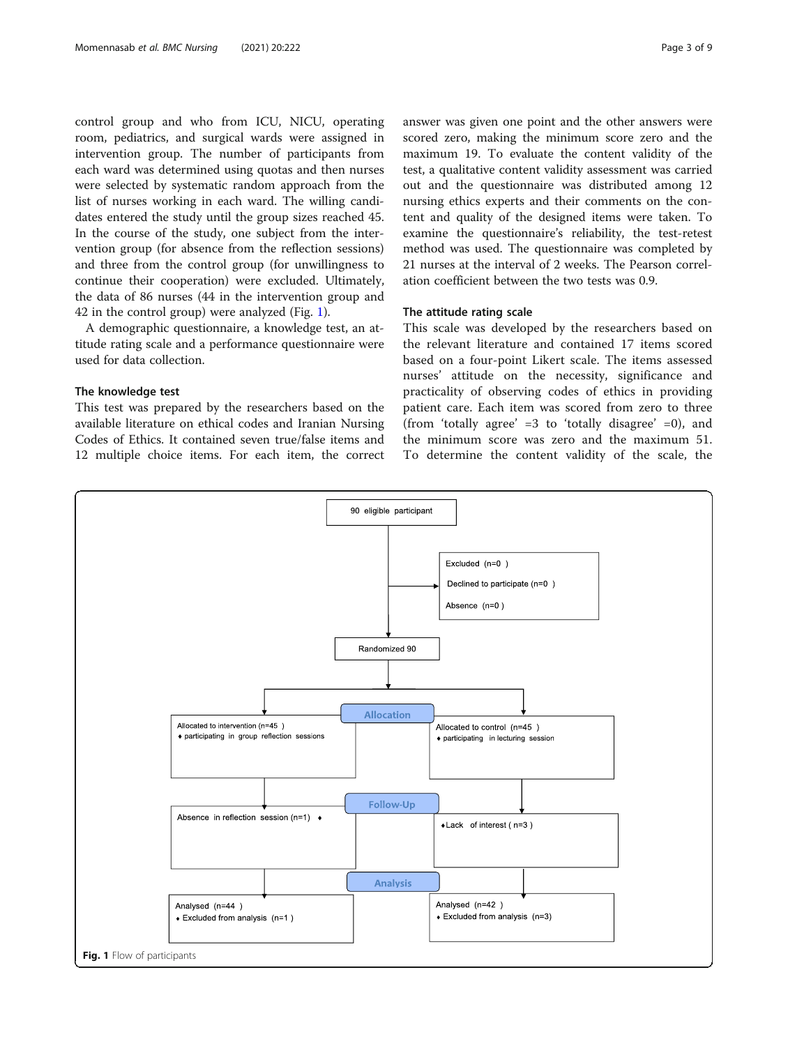control group and who from ICU, NICU, operating room, pediatrics, and surgical wards were assigned in intervention group. The number of participants from each ward was determined using quotas and then nurses were selected by systematic random approach from the list of nurses working in each ward. The willing candidates entered the study until the group sizes reached 45. In the course of the study, one subject from the intervention group (for absence from the reflection sessions) and three from the control group (for unwillingness to continue their cooperation) were excluded. Ultimately, the data of 86 nurses (44 in the intervention group and 42 in the control group) were analyzed (Fig. 1).

A demographic questionnaire, a knowledge test, an attitude rating scale and a performance questionnaire were used for data collection.

### The knowledge test

This test was prepared by the researchers based on the available literature on ethical codes and Iranian Nursing Codes of Ethics. It contained seven true/false items and 12 multiple choice items. For each item, the correct answer was given one point and the other answers were scored zero, making the minimum score zero and the maximum 19. To evaluate the content validity of the test, a qualitative content validity assessment was carried out and the questionnaire was distributed among 12 nursing ethics experts and their comments on the content and quality of the designed items were taken. To examine the questionnaire's reliability, the test-retest method was used. The questionnaire was completed by 21 nurses at the interval of 2 weeks. The Pearson correlation coefficient between the two tests was 0.9.

### The attitude rating scale

This scale was developed by the researchers based on the relevant literature and contained 17 items scored based on a four-point Likert scale. The items assessed nurses' attitude on the necessity, significance and practicality of observing codes of ethics in providing patient care. Each item was scored from zero to three (from 'totally agree' =3 to 'totally disagree' =0), and the minimum score was zero and the maximum 51. To determine the content validity of the scale, the

90 eligible participant

Excluded (n=0 )
Declined to participate (n=0 )
Absence (n=0 )

Randomized 90

**Allocation**

Allocated to intervention (n=45 )
♦ participating in group reflection sessions

Allocated to control (n=45 )
♦ participating in lecturing session

**Follow-Up**

Absence in reflection session (n=1) ♦

♦Lack of interest ( n=3 )

**Analysis**

Analysed (n=44 )
♦ Excluded from analysis (n=1 )

Analysed (n=42 )
♦ Excluded from analysis (n=3)

**Fig. 1** Flow of participants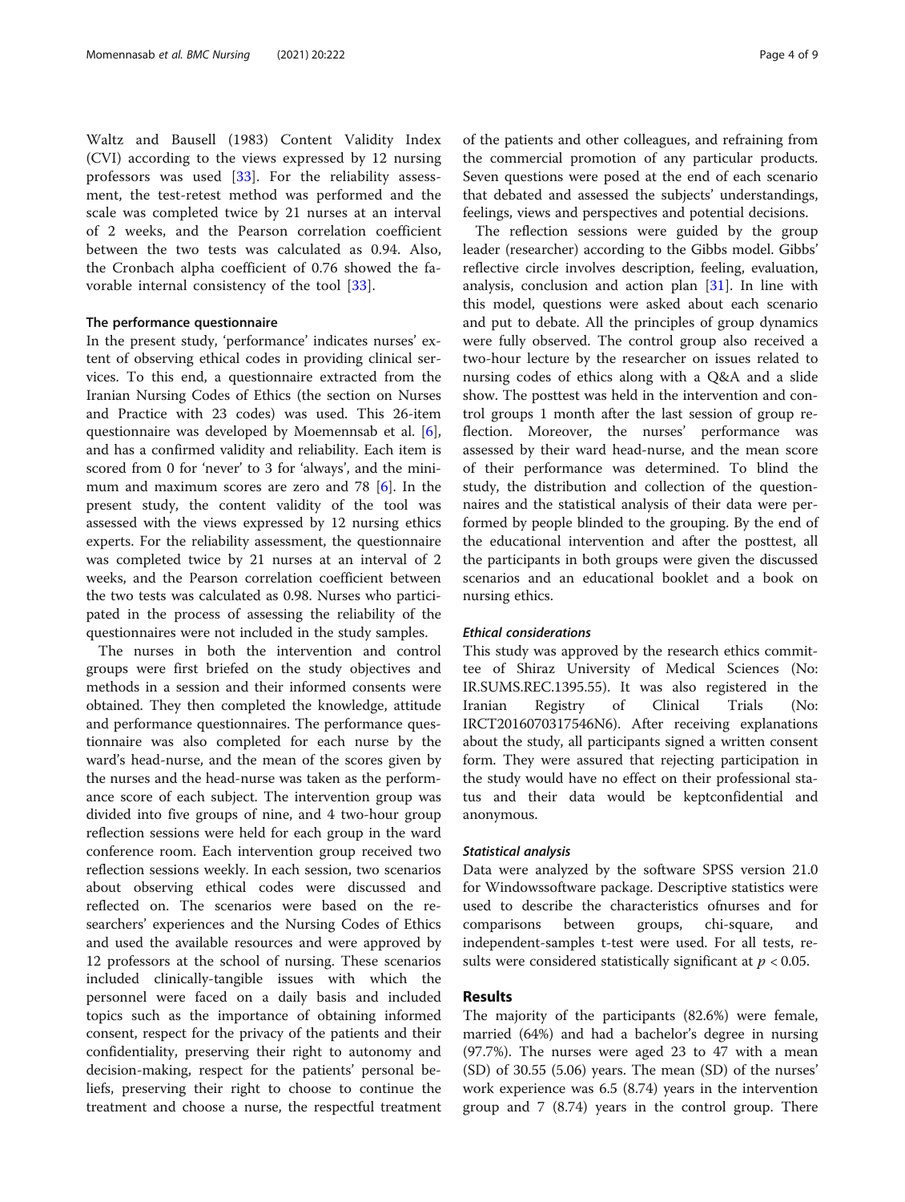Waltz and Bausell (1983) Content Validity Index (CVI) according to the views expressed by 12 nursing professors was used [33]. For the reliability assessment, the test-retest method was performed and the scale was completed twice by 21 nurses at an interval of 2 weeks, and the Pearson correlation coefficient between the two tests was calculated as 0.94. Also, the Cronbach alpha coefficient of 0.76 showed the favorable internal consistency of the tool [33].

#### The performance questionnaire

In the present study, 'performance' indicates nurses' extent of observing ethical codes in providing clinical services. To this end, a questionnaire extracted from the Iranian Nursing Codes of Ethics (the section on Nurses and Practice with 23 codes) was used. This 26-item questionnaire was developed by Moemennsab et al. [6], and has a confirmed validity and reliability. Each item is scored from 0 for 'never' to 3 for 'always', and the minimum and maximum scores are zero and 78 [6]. In the present study, the content validity of the tool was assessed with the views expressed by 12 nursing ethics experts. For the reliability assessment, the questionnaire was completed twice by 21 nurses at an interval of 2 weeks, and the Pearson correlation coefficient between the two tests was calculated as 0.98. Nurses who participated in the process of assessing the reliability of the questionnaires were not included in the study samples.

The nurses in both the intervention and control groups were first briefed on the study objectives and methods in a session and their informed consents were obtained. They then completed the knowledge, attitude and performance questionnaires. The performance questionnaire was also completed for each nurse by the ward's head-nurse, and the mean of the scores given by the nurses and the head-nurse was taken as the performance score of each subject. The intervention group was divided into five groups of nine, and 4 two-hour group reflection sessions were held for each group in the ward conference room. Each intervention group received two reflection sessions weekly. In each session, two scenarios about observing ethical codes were discussed and reflected on. The scenarios were based on the researchers' experiences and the Nursing Codes of Ethics and used the available resources and were approved by 12 professors at the school of nursing. These scenarios included clinically-tangible issues with which the personnel were faced on a daily basis and included topics such as the importance of obtaining informed consent, respect for the privacy of the patients and their confidentiality, preserving their right to autonomy and decision-making, respect for the patients' personal beliefs, preserving their right to choose to continue the treatment and choose a nurse, the respectful treatment of the patients and other colleagues, and refraining from the commercial promotion of any particular products. Seven questions were posed at the end of each scenario that debated and assessed the subjects' understandings, feelings, views and perspectives and potential decisions.

The reflection sessions were guided by the group leader (researcher) according to the Gibbs model. Gibbs' reflective circle involves description, feeling, evaluation, analysis, conclusion and action plan [31]. In line with this model, questions were asked about each scenario and put to debate. All the principles of group dynamics were fully observed. The control group also received a two-hour lecture by the researcher on issues related to nursing codes of ethics along with a Q&A and a slide show. The posttest was held in the intervention and control groups 1 month after the last session of group reflection. Moreover, the nurses' performance was assessed by their ward head-nurse, and the mean score of their performance was determined. To blind the study, the distribution and collection of the questionnaires and the statistical analysis of their data were performed by people blinded to the grouping. By the end of the educational intervention and after the posttest, all the participants in both groups were given the discussed scenarios and an educational booklet and a book on nursing ethics.

#### *Ethical considerations*

This study was approved by the research ethics committee of Shiraz University of Medical Sciences (No: IR.SUMS.REC.1395.55). It was also registered in the Iranian Registry of Clinical Trials (No: IRCT2016070317546N6). After receiving explanations about the study, all participants signed a written consent form. They were assured that rejecting participation in the study would have no effect on their professional status and their data would be keptconfidential and anonymous.

#### *Statistical analysis*

Data were analyzed by the software SPSS version 21.0 for Windowssoftware package. Descriptive statistics were used to describe the characteristics ofnurses and for comparisons between groups, chi-square, and independent-samples t-test were used. For all tests, results were considered statistically significant at $p < 0.05$.

## Results

The majority of the participants (82.6%) were female, married (64%) and had a bachelor's degree in nursing (97.7%). The nurses were aged 23 to 47 with a mean (SD) of 30.55 (5.06) years. The mean (SD) of the nurses' work experience was 6.5 (8.74) years in the intervention group and 7 (8.74) years in the control group. There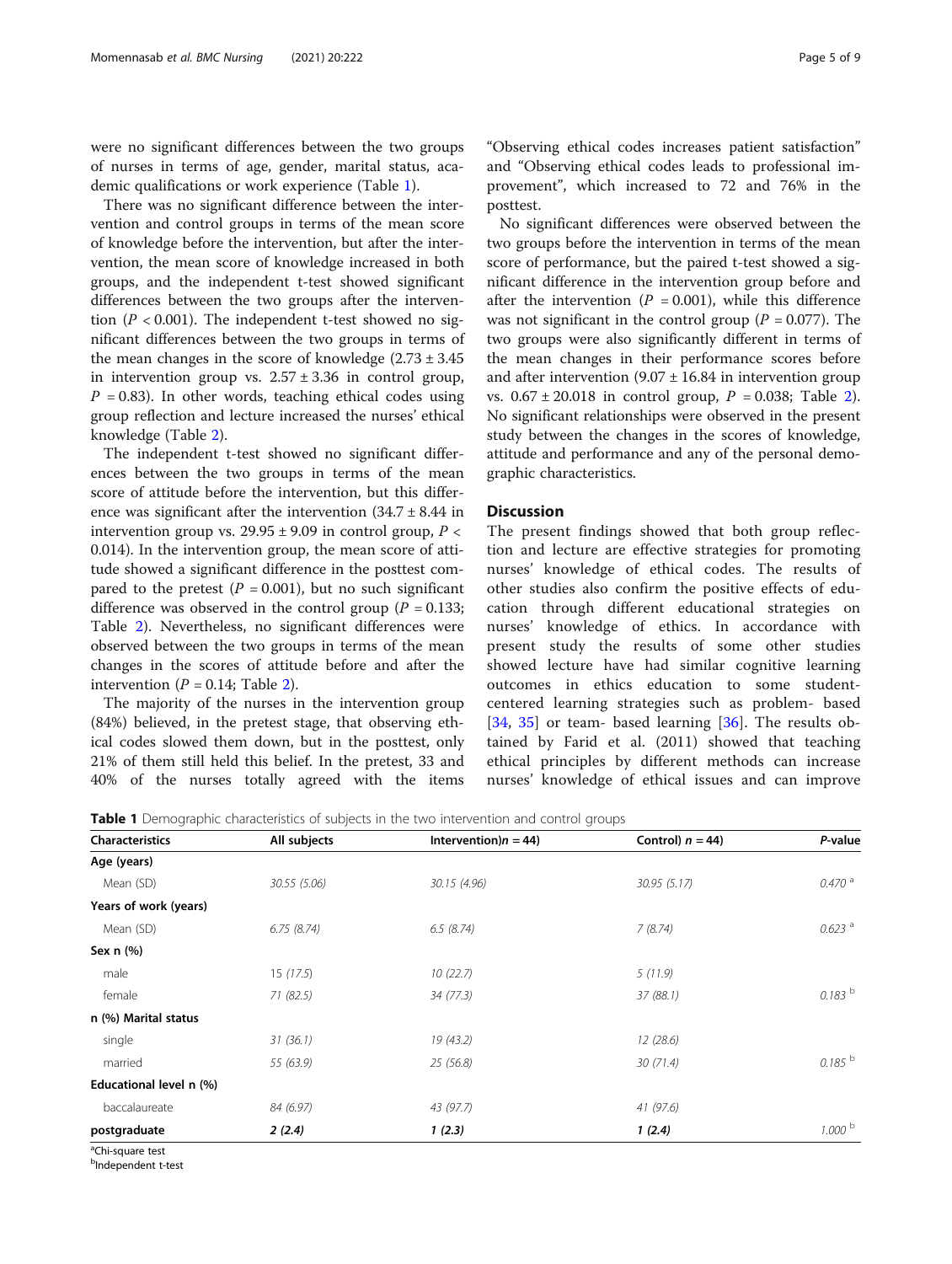were no significant differences between the two groups of nurses in terms of age, gender, marital status, academic qualifications or work experience (Table 1).

There was no significant difference between the intervention and control groups in terms of the mean score of knowledge before the intervention, but after the intervention, the mean score of knowledge increased in both groups, and the independent t-test showed significant differences between the two groups after the intervention ($P < 0.001$). The independent t-test showed no significant differences between the two groups in terms of the mean changes in the score of knowledge ($2.73 \pm 3.45$ in intervention group vs. $2.57 \pm 3.36$ in control group, $P = 0.83$). In other words, teaching ethical codes using group reflection and lecture increased the nurses' ethical knowledge (Table 2).

The independent t-test showed no significant differences between the two groups in terms of the mean score of attitude before the intervention, but this difference was significant after the intervention ($34.7 \pm 8.44$ in intervention group vs. $29.95 \pm 9.09$ in control group, $P < 0.014$). In the intervention group, the mean score of attitude showed a significant difference in the posttest compared to the pretest ($P = 0.001$), but no such significant difference was observed in the control group ($P = 0.133$; Table 2). Nevertheless, no significant differences were observed between the two groups in terms of the mean changes in the scores of attitude before and after the intervention ($P = 0.14$; Table 2).

The majority of the nurses in the intervention group (84%) believed, in the pretest stage, that observing ethical codes slowed them down, but in the posttest, only 21% of them still held this belief. In the pretest, 33 and 40% of the nurses totally agreed with the items "Observing ethical codes increases patient satisfaction" and "Observing ethical codes leads to professional improvement", which increased to 72 and 76% in the posttest.

No significant differences were observed between the two groups before the intervention in terms of the mean score of performance, but the paired t-test showed a significant difference in the intervention group before and after the intervention ($P = 0.001$), while this difference was not significant in the control group ($P = 0.077$). The two groups were also significantly different in terms of the mean changes in their performance scores before and after intervention ($9.07 \pm 16.84$ in intervention group vs. $0.67 \pm 20.018$ in control group, $P = 0.038$; Table 2). No significant relationships were observed in the present study between the changes in the scores of knowledge, attitude and performance and any of the personal demographic characteristics.

## Discussion

The present findings showed that both group reflection and lecture are effective strategies for promoting nurses' knowledge of ethical codes. The results of other studies also confirm the positive effects of education through different educational strategies on nurses' knowledge of ethics. In accordance with present study the results of some other studies showed lecture have had similar cognitive learning outcomes in ethics education to some student-centered learning strategies such as problem- based [34, 35] or team- based learning [36]. The results obtained by Farid et al. (2011) showed that teaching ethical principles by different methods can increase nurses' knowledge of ethical issues and can improve

**Table 1** Demographic characteristics of subjects in the two intervention and control groups

| Characteristics | All subjects | Intervention)n = 44) | Control) n = 44) | P-value |
|---|---|---|---|---|
| **Age (years)** | | | | |
| Mean (SD) | 30.55 (5.06) | 30.15 (4.96) | 30.95 (5.17) | 0.470 [a] |
| **Years of work (years)** | | | | |
| Mean (SD) | 6.75 (8.74) | 6.5 (8.74) | 7 (8.74) | 0.623 [a] |
| **Sex n (%)** | | | | |
| male | 15 (17.5) | 10 (22.7) | 5 (11.9) | |
| female | 71 (82.5) | 34 (77.3) | 37 (88.1) | 0.183 [b] |
| **n (%) Marital status** | | | | |
| single | 31 (36.1) | 19 (43.2) | 12 (28.6) | |
| married | 55 (63.9) | 25 (56.8) | 30 (71.4) | 0.185 [b] |
| **Educational level n (%)** | | | | |
| baccalaureate | 84 (6.97) | 43 (97.7) | 41 (97.6) | |
| **postgraduate** | **2 (2.4)** | **1 (2.3)** | **1 (2.4)** | 1.000 [b] |

[a]Chi-square test
[b]Independent t-test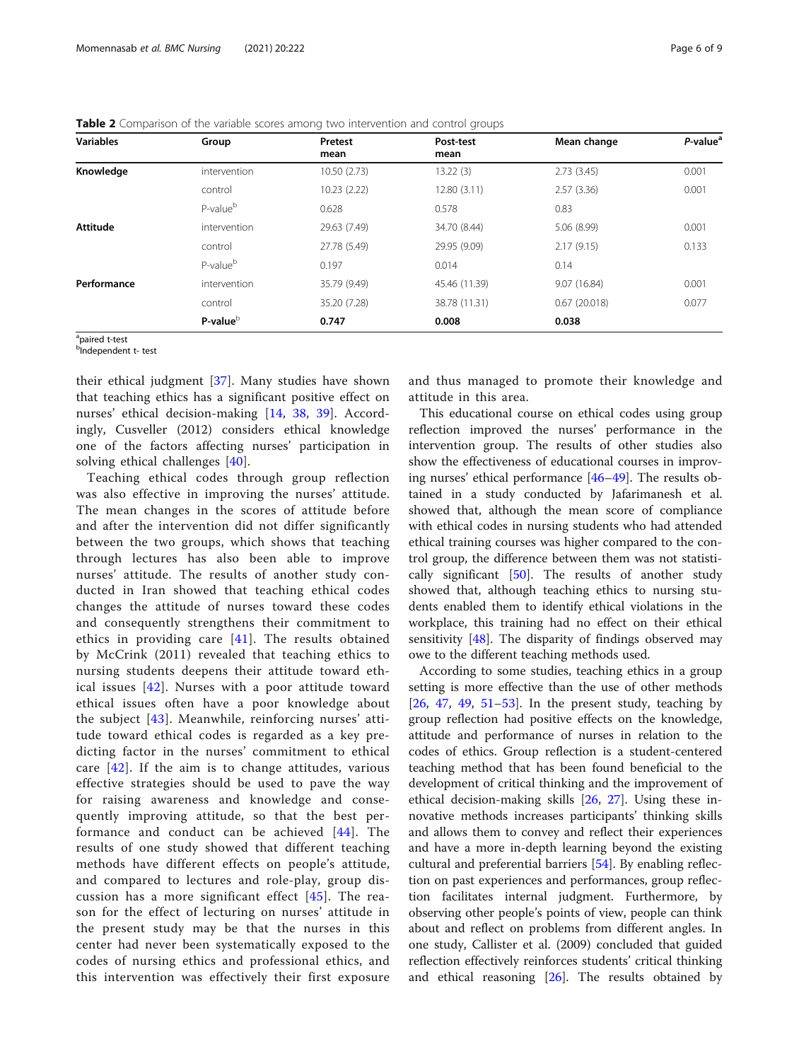**Table 2** Comparison of the variable scores among two intervention and control groups

| Variables | Group | Pretest mean | Post-test mean | Mean change | *P*-value[a] |
|---|---|---|---|---|---|
| **Knowledge** | intervention | 10.50 (2.73) | 13.22 (3) | 2.73 (3.45) | 0.001 |
| | control | 10.23 (2.22) | 12.80 (3.11) | 2.57 (3.36) | 0.001 |
| | P-value[b] | 0.628 | 0.578 | 0.83 | |
| **Attitude** | intervention | 29.63 (7.49) | 34.70 (8.44) | 5.06 (8.99) | 0.001 |
| | control | 27.78 (5.49) | 29.95 (9.09) | 2.17 (9.15) | 0.133 |
| | P-value[b] | 0.197 | 0.014 | 0.14 | |
| **Performance** | intervention | 35.79 (9.49) | 45.46 (11.39) | 9.07 (16.84) | 0.001 |
| | control | 35.20 (7.28) | 38.78 (11.31) | 0.67 (20.018) | 0.077 |
| | **P-value**[b] | **0.747** | **0.008** | **0.038** | |

[a]paired t-test
[b]Independent t- test

their ethical judgment [37]. Many studies have shown that teaching ethics has a significant positive effect on nurses' ethical decision-making [14, 38, 39]. Accordingly, Cusveller (2012) considers ethical knowledge one of the factors affecting nurses' participation in solving ethical challenges [40].

Teaching ethical codes through group reflection was also effective in improving the nurses' attitude. The mean changes in the scores of attitude before and after the intervention did not differ significantly between the two groups, which shows that teaching through lectures has also been able to improve nurses' attitude. The results of another study conducted in Iran showed that teaching ethical codes changes the attitude of nurses toward these codes and consequently strengthens their commitment to ethics in providing care [41]. The results obtained by McCrink (2011) revealed that teaching ethics to nursing students deepens their attitude toward ethical issues [42]. Nurses with a poor attitude toward ethical issues often have a poor knowledge about the subject [43]. Meanwhile, reinforcing nurses' attitude toward ethical codes is regarded as a key predicting factor in the nurses' commitment to ethical care [42]. If the aim is to change attitudes, various effective strategies should be used to pave the way for raising awareness and knowledge and consequently improving attitude, so that the best performance and conduct can be achieved [44]. The results of one study showed that different teaching methods have different effects on people's attitude, and compared to lectures and role-play, group discussion has a more significant effect [45]. The reason for the effect of lecturing on nurses' attitude in the present study may be that the nurses in this center had never been systematically exposed to the codes of nursing ethics and professional ethics, and this intervention was effectively their first exposure and thus managed to promote their knowledge and attitude in this area.

This educational course on ethical codes using group reflection improved the nurses' performance in the intervention group. The results of other studies also show the effectiveness of educational courses in improving nurses' ethical performance [46–49]. The results obtained in a study conducted by Jafarimanesh et al. showed that, although the mean score of compliance with ethical codes in nursing students who had attended ethical training courses was higher compared to the control group, the difference between them was not statistically significant [50]. The results of another study showed that, although teaching ethics to nursing students enabled them to identify ethical violations in the workplace, this training had no effect on their ethical sensitivity [48]. The disparity of findings observed may owe to the different teaching methods used.

According to some studies, teaching ethics in a group setting is more effective than the use of other methods [26, 47, 49, 51–53]. In the present study, teaching by group reflection had positive effects on the knowledge, attitude and performance of nurses in relation to the codes of ethics. Group reflection is a student-centered teaching method that has been found beneficial to the development of critical thinking and the improvement of ethical decision-making skills [26, 27]. Using these innovative methods increases participants' thinking skills and allows them to convey and reflect their experiences and have a more in-depth learning beyond the existing cultural and preferential barriers [54]. By enabling reflection on past experiences and performances, group reflection facilitates internal judgment. Furthermore, by observing other people's points of view, people can think about and reflect on problems from different angles. In one study, Callister et al. (2009) concluded that guided reflection effectively reinforces students' critical thinking and ethical reasoning [26]. The results obtained by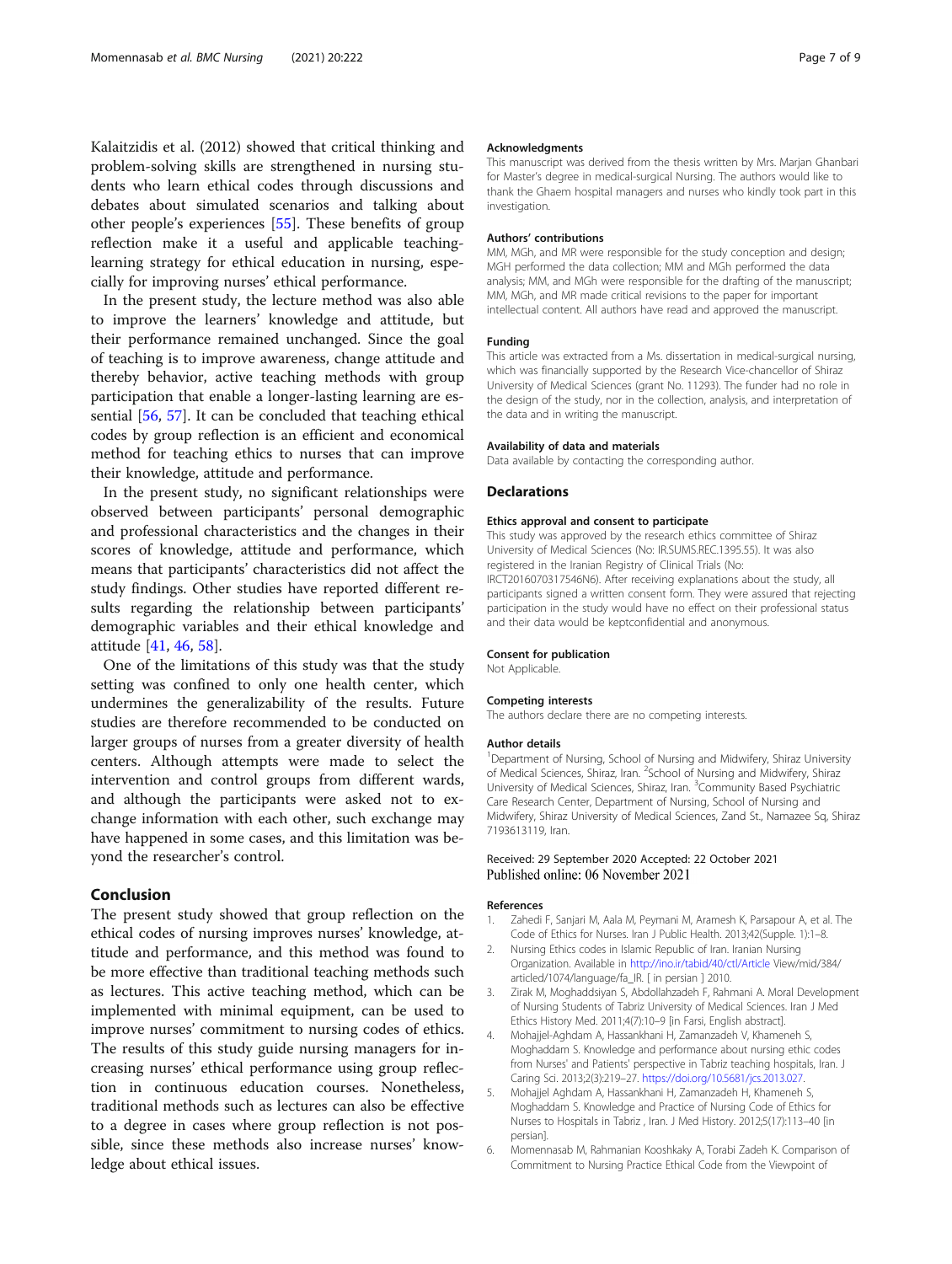Kalaitzidis et al. (2012) showed that critical thinking and problem-solving skills are strengthened in nursing students who learn ethical codes through discussions and debates about simulated scenarios and talking about other people's experiences [55]. These benefits of group reflection make it a useful and applicable teaching-learning strategy for ethical education in nursing, especially for improving nurses' ethical performance.

In the present study, the lecture method was also able to improve the learners' knowledge and attitude, but their performance remained unchanged. Since the goal of teaching is to improve awareness, change attitude and thereby behavior, active teaching methods with group participation that enable a longer-lasting learning are essential [56, 57]. It can be concluded that teaching ethical codes by group reflection is an efficient and economical method for teaching ethics to nurses that can improve their knowledge, attitude and performance.

In the present study, no significant relationships were observed between participants' personal demographic and professional characteristics and the changes in their scores of knowledge, attitude and performance, which means that participants' characteristics did not affect the study findings. Other studies have reported different results regarding the relationship between participants' demographic variables and their ethical knowledge and attitude [41, 46, 58].

One of the limitations of this study was that the study setting was confined to only one health center, which undermines the generalizability of the results. Future studies are therefore recommended to be conducted on larger groups of nurses from a greater diversity of health centers. Although attempts were made to select the intervention and control groups from different wards, and although the participants were asked not to exchange information with each other, such exchange may have happened in some cases, and this limitation was beyond the researcher's control.

## Conclusion

The present study showed that group reflection on the ethical codes of nursing improves nurses' knowledge, attitude and performance, and this method was found to be more effective than traditional teaching methods such as lectures. This active teaching method, which can be implemented with minimal equipment, can be used to improve nurses' commitment to nursing codes of ethics. The results of this study guide nursing managers for increasing nurses' ethical performance using group reflection in continuous education courses. Nonetheless, traditional methods such as lectures can also be effective to a degree in cases where group reflection is not possible, since these methods also increase nurses' knowledge about ethical issues.

#### Acknowledgments

This manuscript was derived from the thesis written by Mrs. Marjan Ghanbari for Master's degree in medical-surgical Nursing. The authors would like to thank the Ghaem hospital managers and nurses who kindly took part in this investigation.

#### Authors' contributions

MM, MGh, and MR were responsible for the study conception and design; MGH performed the data collection; MM and MGh performed the data analysis; MM, and MGh were responsible for the drafting of the manuscript; MM, MGh, and MR made critical revisions to the paper for important intellectual content. All authors have read and approved the manuscript.

#### Funding

This article was extracted from a Ms. dissertation in medical-surgical nursing, which was financially supported by the Research Vice-chancellor of Shiraz University of Medical Sciences (grant No. 11293). The funder had no role in the design of the study, nor in the collection, analysis, and interpretation of the data and in writing the manuscript.

#### Availability of data and materials

Data available by contacting the corresponding author.

## Declarations

#### Ethics approval and consent to participate

This study was approved by the research ethics committee of Shiraz University of Medical Sciences (No: IR.SUMS.REC.1395.55). It was also registered in the Iranian Registry of Clinical Trials (No: IRCT2016070317546N6). After receiving explanations about the study, all participants signed a written consent form. They were assured that rejecting participation in the study would have no effect on their professional status and their data would be keptconfidential and anonymous.

#### Consent for publication

Not Applicable.

#### Competing interests

The authors declare there are no competing interests.

#### Author details

[1]Department of Nursing, School of Nursing and Midwifery, Shiraz University of Medical Sciences, Shiraz, Iran. [2]School of Nursing and Midwifery, Shiraz University of Medical Sciences, Shiraz, Iran. [3]Community Based Psychiatric Care Research Center, Department of Nursing, School of Nursing and Midwifery, Shiraz University of Medical Sciences, Zand St., Namazee Sq, Shiraz 7193613119, Iran.

Received: 29 September 2020 Accepted: 22 October 2021
Published online: 06 November 2021

#### References

1. Zahedi F, Sanjari M, Aala M, Peymani M, Aramesh K, Parsapour A, et al. The Code of Ethics for Nurses. Iran J Public Health. 2013;42(Supple. 1):1–8.
2. Nursing Ethics codes in Islamic Republic of Iran. Iranian Nursing Organization. Available in http://ino.ir/tabid/40/ctl/Article View/mid/384/articled/1074/language/fa_IR. [ in persian ] 2010.
3. Zirak M, Moghaddsiyan S, Abdollahzadeh F, Rahmani A. Moral Development of Nursing Students of Tabriz University of Medical Sciences. Iran J Med Ethics History Med. 2011;4(7):10–9 [in Farsi, English abstract].
4. Mohajjel-Aghdam A, Hassankhani H, Zamanzadeh V, Khameneh S, Moghaddam S. Knowledge and performance about nursing ethic codes from Nurses' and Patients' perspective in Tabriz teaching hospitals, Iran. J Caring Sci. 2013;2(3):219–27. https://doi.org/10.5681/jcs.2013.027.
5. Mohajjel Aghdam A, Hassankhani H, Zamanzadeh H, Khameneh S, Moghaddam S. Knowledge and Practice of Nursing Code of Ethics for Nurses to Hospitals in Tabriz , Iran. J Med History. 2012;5(17):113–40 [in persian].
6. Momennasab M, Rahmanian Kooshkaky A, Torabi Zadeh K. Comparison of Commitment to Nursing Practice Ethical Code from the Viewpoint of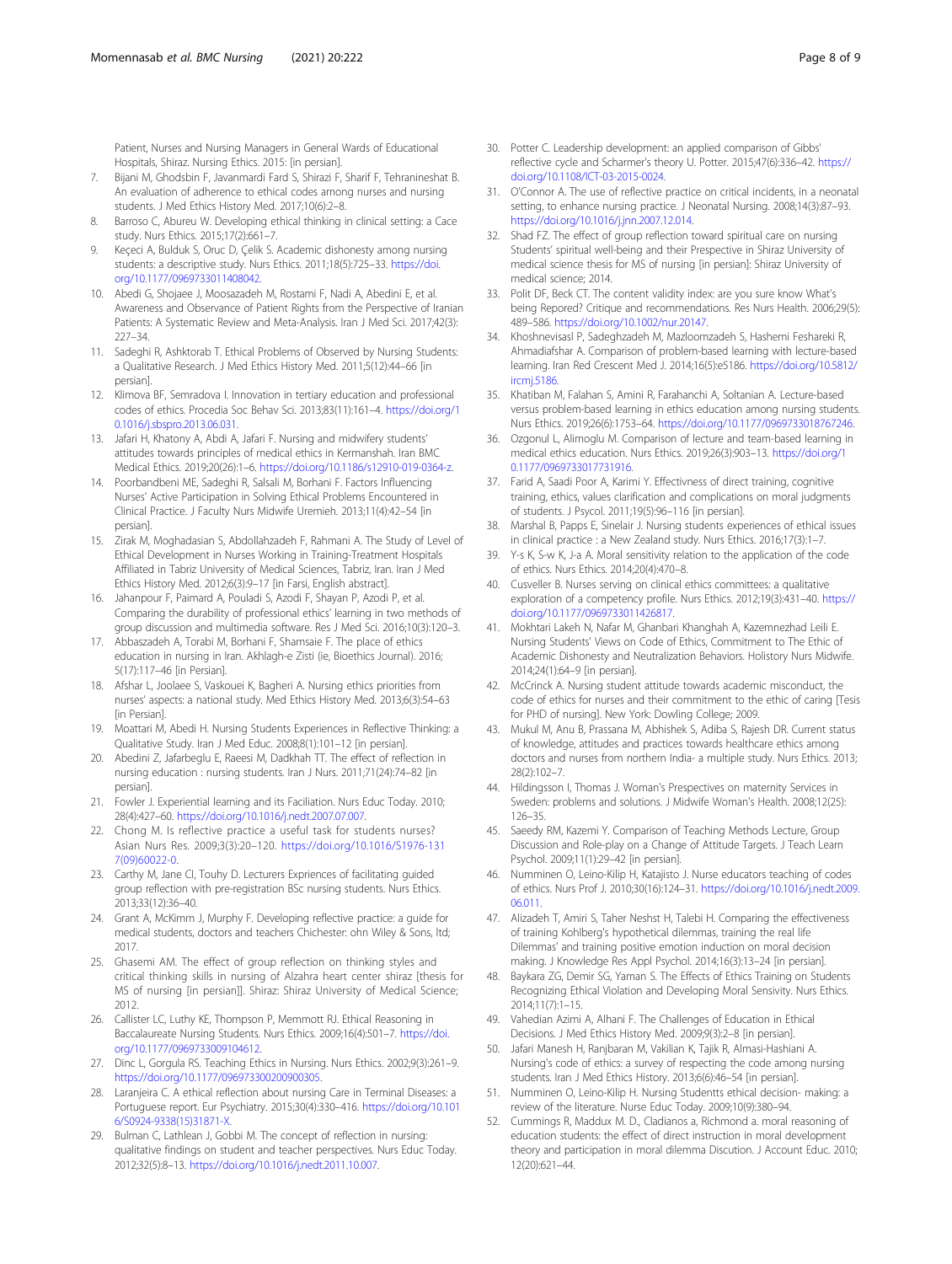Patient, Nurses and Nursing Managers in General Wards of Educational Hospitals, Shiraz. Nursing Ethics. 2015: [in persian].

7. Bijani M, Ghodsbin F, Javanmardi Fard S, Shirazi F, Sharif F, Tehranineshat B. An evaluation of adherence to ethical codes among nurses and nursing students. J Med Ethics History Med. 2017;10(6):2–8.
8. Barroso C, Abureu W. Developing ethical thinking in clinical setting: a Cace study. Nurs Ethics. 2015;17(2):661–7.
9. Keçeci A, Bulduk S, Oruc D, Çelik S. Academic dishonesty among nursing students: a descriptive study. Nurs Ethics. 2011;18(5):725–33. https://doi.org/10.1177/0969733011408042.
10. Abedi G, Shojaee J, Moosazadeh M, Rostami F, Nadi A, Abedini E, et al. Awareness and Observance of Patient Rights from the Perspective of Iranian Patients: A Systematic Review and Meta-Analysis. Iran J Med Sci. 2017;42(3):227–34.
11. Sadeghi R, Ashktorab T. Ethical Problems of Observed by Nursing Students: a Qualitative Research. J Med Ethics History Med. 2011;5(12):44–66 [in persian].
12. Klimova BF, Semradova I. Innovation in tertiary education and professional codes of ethics. Procedia Soc Behav Sci. 2013;83(11):161–4. https://doi.org/10.1016/j.sbspro.2013.06.031.
13. Jafari H, Khatony A, Abdi A, Jafari F. Nursing and midwifery students' attitudes towards principles of medical ethics in Kermanshah. Iran BMC Medical Ethics. 2019;20(26):1–6. https://doi.org/10.1186/s12910-019-0364-z.
14. Poorbandbeni ME, Sadeghi R, Salsali M, Borhani F. Factors Influencing Nurses' Active Participation in Solving Ethical Problems Encountered in Clinical Practice. J Faculty Nurs Midwife Uremieh. 2013;11(4):42–54 [in persian].
15. Zirak M, Moghadasian S, Abdollahzadeh F, Rahmani A. The Study of Level of Ethical Development in Nurses Working in Training-Treatment Hospitals Affiliated in Tabriz University of Medical Sciences, Tabriz, Iran. Iran J Med Ethics History Med. 2012;6(3):9–17 [in Farsi, English abstract].
16. Jahanpour F, Paimard A, Pouladi S, Azodi F, Shayan P, Azodi P, et al. Comparing the durability of professional ethics' learning in two methods of group discussion and multimedia software. Res J Med Sci. 2016;10(3):120–3.
17. Abbaszadeh A, Torabi M, Borhani F, Shamsaie F. The place of ethics education in nursing in Iran. Akhlagh-e Zisti (ie, Bioethics Journal). 2016; 5(17):117–46 [in Persian].
18. Afshar L, Joolaee S, Vaskouei K, Bagheri A. Nursing ethics priorities from nurses' aspects: a national study. Med Ethics History Med. 2013;6(3):54–63 [in Persian].
19. Moattari M, Abedi H. Nursing Students Experiences in Reflective Thinking: a Qualitative Study. Iran J Med Educ. 2008;8(1):101–12 [in persian].
20. Abedini Z, Jafarbeglu E, Raeesi M, Dadkhah TT. The effect of reflection in nursing education : nursing students. Iran J Nurs. 2011;71(24):74–82 [in persian].
21. Fowler J. Experiential learning and its Faciliation. Nurs Educ Today. 2010; 28(4):427–60. https://doi.org/10.1016/j.nedt.2007.07.007.
22. Chong M. Is reflective practice a useful task for students nurses? Asian Nurs Res. 2009;3(3):20–120. https://doi.org/10.1016/S1976-1317(09)60022-0.
23. Carthy M, Jane CI, Touhy D. Lecturers Expriences of facilitating guided group reflection with pre-registration BSc nursing students. Nurs Ethics. 2013;33(12):36–40.
24. Grant A, McKimm J, Murphy F. Developing reflective practice: a guide for medical students, doctors and teachers Chichester: ohn Wiley & Sons, ltd; 2017.
25. Ghasemi AM. The effect of group reflection on thinking styles and critical thinking skills in nursing of Alzahra heart center shiraz [thesis for MS of nursing [in persian]]. Shiraz: Shiraz University of Medical Science; 2012.
26. Callister LC, Luthy KE, Thompson P, Memmott RJ. Ethical Reasoning in Baccalaureate Nursing Students. Nurs Ethics. 2009;16(4):501–7. https://doi.org/10.1177/0969733009104612.
27. Dinc L, Gorgula RS. Teaching Ethics in Nursing. Nurs Ethics. 2002;9(3):261–9. https://doi.org/10.1177/096973300200900305.
28. Laranjeira C. A ethical reflection about nursing Care in Terminal Diseases: a Portuguese report. Eur Psychiatry. 2015;30(4):330–416. https://doi.org/10.1016/S0924-9338(15)31871-X.
29. Bulman C, Lathlean J, Gobbi M. The concept of reflection in nursing: qualitative findings on student and teacher perspectives. Nurs Educ Today. 2012;32(5):8–13. https://doi.org/10.1016/j.nedt.2011.10.007.
30. Potter C. Leadership development: an applied comparison of Gibbs' reflective cycle and Scharmer's theory U. Potter. 2015;47(6):336–42. https://doi.org/10.1108/ICT-03-2015-0024.
31. O'Connor A. The use of reflective practice on critical incidents, in a neonatal setting, to enhance nursing practice. J Neonatal Nursing. 2008;14(3):87–93. https://doi.org/10.1016/j.jnn.2007.12.014.
32. Shad FZ. The effect of group reflection toward spiritual care on nursing Students' spiritual well-being and their Prespective in Shiraz University of medical science thesis for MS of nursing [in persian]: Shiraz University of medical science; 2014.
33. Polit DF, Beck CT. The content validity index: are you sure know What's being Repored? Critique and recommendations. Res Nurs Health. 2006;29(5):489–586. https://doi.org/10.1002/nur.20147.
34. Khoshnevisasl P, Sadeghzadeh M, Mazloomzadeh S, Hashemi Feshareki R, Ahmadiafshar A. Comparison of problem-based learning with lecture-based learning. Iran Red Crescent Med J. 2014;16(5):e5186. https://doi.org/10.5812/ircmj.5186.
35. Khatiban M, Falahan S, Amini R, Farahanchi A, Soltanian A. Lecture-based versus problem-based learning in ethics education among nursing students. Nurs Ethics. 2019;26(6):1753–64. https://doi.org/10.1177/0969733018767246.
36. Ozgonul L, Alimoglu M. Comparison of lecture and team-based learning in medical ethics education. Nurs Ethics. 2019;26(3):903–13. https://doi.org/10.1177/0969733017731916.
37. Farid A, Saadi Poor A, Karimi Y. Effectivness of direct training, cognitive training, ethics, values clarification and complications on moral judgments of students. J Psycol. 2011;19(5):96–116 [in persian].
38. Marshal B, Papps E, Sinelair J. Nursing students experiences of ethical issues in clinical practice : a New Zealand study. Nurs Ethics. 2016;17(3):1–7.
39. Y-s K, S-w K, J-a A. Moral sensitivity relation to the application of the code of ethics. Nurs Ethics. 2014;20(4):470–8.
40. Cusveller B. Nurses serving on clinical ethics committees: a qualitative exploration of a competency profile. Nurs Ethics. 2012;19(3):431–40. https://doi.org/10.1177/0969733011426817.
41. Mokhtari Lakeh N, Nafar M, Ghanbari Khanghah A, Kazemnezhad Leili E. Nursing Students' Views on Code of Ethics, Commitment to The Ethic of Academic Dishonesty and Neutralization Behaviors. Holistory Nurs Midwife. 2014;24(1):64–9 [in persian].
42. McCrinck A. Nursing student attitude towards academic misconduct, the code of ethics for nurses and their commitment to the ethic of caring [Tesis for PHD of nursing]. New York: Dowling College; 2009.
43. Mukul M, Anu B, Prassana M, Abhishek S, Adiba S, Rajesh DR. Current status of knowledge, attitudes and practices towards healthcare ethics among doctors and nurses from northern India- a multiple study. Nurs Ethics. 2013; 28(2):102–7.
44. Hildingsson I, Thomas J. Woman's Prespectives on maternity Services in Sweden: problems and solutions. J Midwife Woman's Health. 2008;12(25):126–35.
45. Saeedy RM, Kazemi Y. Comparison of Teaching Methods Lecture, Group Discussion and Role-play on a Change of Attitude Targets. J Teach Learn Psychol. 2009;11(1):29–42 [in persian].
46. Numminen O, Leino-Kilip H, Katajisto J. Nurse educators teaching of codes of ethics. Nurs Prof J. 2010;30(16):124–31. https://doi.org/10.1016/j.nedt.2009.06.011.
47. Alizadeh T, Amiri S, Taher Neshst H, Talebi H. Comparing the effectiveness of training Kohlberg's hypothetical dilemmas, training the real life Dilemmas' and training positive emotion induction on moral decision making. J Knowledge Res Appl Psychol. 2014;16(3):13–24 [in persian].
48. Baykara ZG, Demir SG, Yaman S. The Effects of Ethics Training on Students Recognizing Ethical Violation and Developing Moral Sensivity. Nurs Ethics. 2014;11(7):1–15.
49. Vahedian Azimi A, Alhani F. The Challenges of Education in Ethical Decisions. J Med Ethics History Med. 2009;9(3):2–8 [in persian].
50. Jafari Manesh H, Ranjbaran M, Vakilian K, Tajik R, Almasi-Hashiani A. Nursing's code of ethics: a survey of respecting the code among nursing students. Iran J Med Ethics History. 2013;6(6):46–54 [in persian].
51. Numminen O, Leino-Kilip H. Nursing Studentts ethical decision- making: a review of the literature. Nurse Educ Today. 2009;10(9):380–94.
52. Cummings R, Maddux M. D., Cladianos a, Richmond a. moral reasoning of education students: the effect of direct instruction in moral development theory and participation in moral dilemma Discution. J Account Educ. 2010; 12(20):621–44.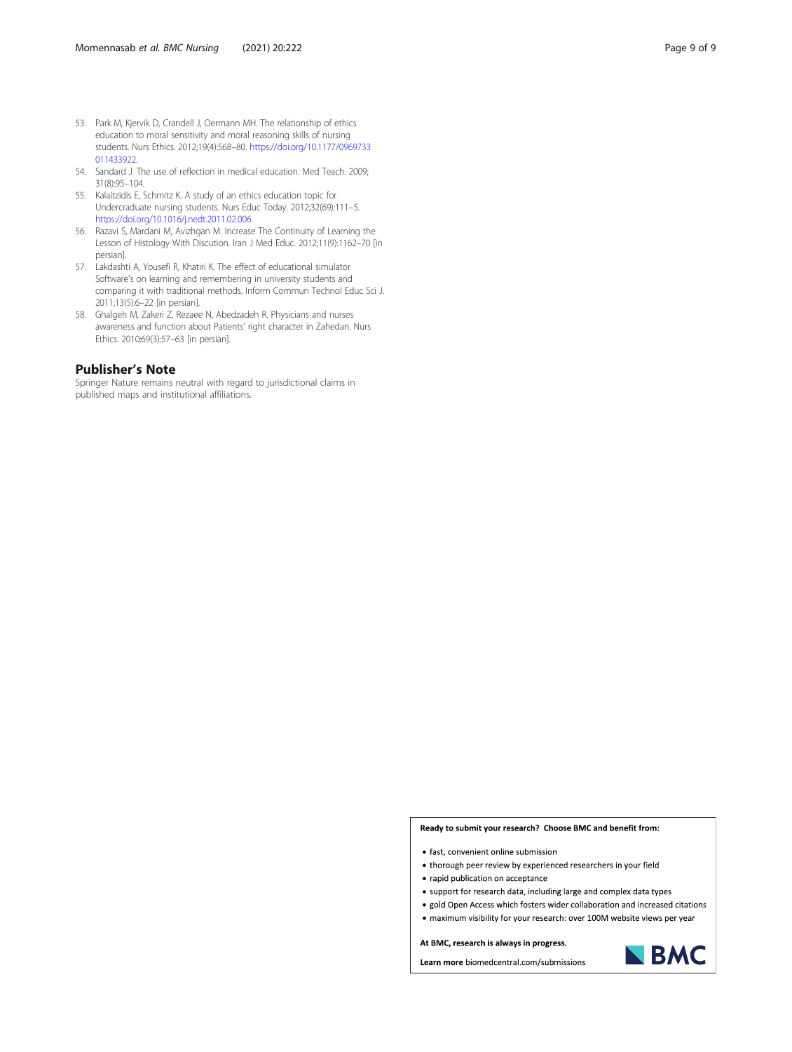53. Park M, Kjervik D, Crandell J, Oermann MH. The relationship of ethics education to moral sensitivity and moral reasoning skills of nursing students. Nurs Ethics. 2012;19(4):568–80. https://doi.org/10.1177/0969733011433922.
54. Sandard J. The use of reflection in medical education. Med Teach. 2009; 31(8):95–104.
55. Kalaitzidis E, Schmitz K. A study of an ethics education topic for Undercraduate nursing students. Nurs Educ Today. 2012;32(69):111–5. https://doi.org/10.1016/j.nedt.2011.02.006.
56. Razavi S, Mardani M, Avizhgan M. Increase The Continuity of Learning the Lesson of Histology With Discution. Iran J Med Educ. 2012;11(9):1162–70 [in persian].
57. Lakdashti A, Yousefi R, Khatiri K. The effect of educational simulator Software's on learning and remembering in university students and comparing it with traditional methods. Inform Commun Technol Educ Sci J. 2011;13(5):6–22 [in persian].
58. Ghalgeh M, Zakeri Z, Rezaee N, Abedzadeh R. Physicians and nurses awareness and function about Patients' right character in Zahedan. Nurs Ethics. 2010;69(3):57–63 [in persian].

## Publisher's Note

Springer Nature remains neutral with regard to jurisdictional claims in published maps and institutional affiliations.

**Ready to submit your research? Choose BMC and benefit from:**

- fast, convenient online submission
- thorough peer review by experienced researchers in your field
- rapid publication on acceptance
- support for research data, including large and complex data types
- gold Open Access which fosters wider collaboration and increased citations
- maximum visibility for your research: over 100M website views per year

**At BMC, research is always in progress.**

**Learn more** biomedcentral.com/submissions

BMC